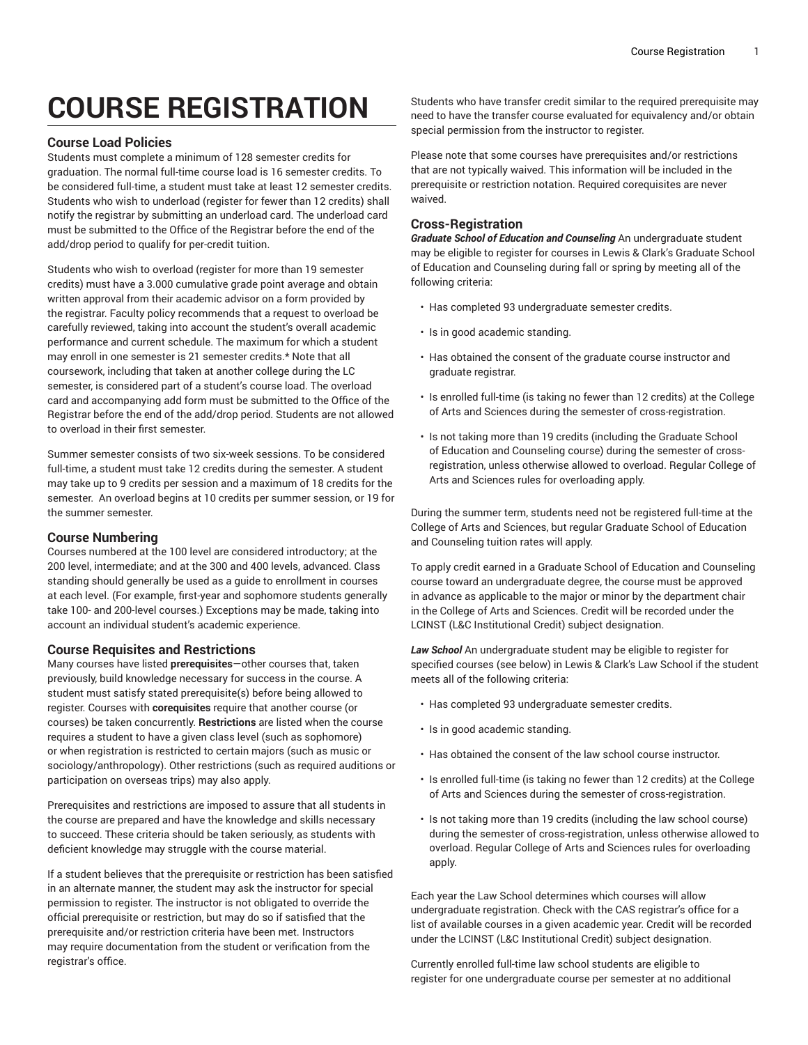# COURSE REGISTRATION

## Course Load Policies

Students must complete a minimum of 128 semester credits for graduation. The normal full-time course load is 16 semester credits. To be considered full-time, a student must take at least 12 semester credits. Students who wish to underload (register for fewer than 12 credits) shall notify the registrar by submitting an underload card. The underload card must be submitted to the Office of the Registrar before the end of the add/drop period to qualify for per-credit tuition.

Students who wish to overload (register for more than 19 semester credits) must have a 3.000 cumulative grade point average and obtain written approval from their academic advisor on a form provided by the registrar. Faculty policy recommends that a request to overload be carefully reviewed, taking into account the student's overall academic performance and current schedule. The maximum for which a student may enroll in one semester is 21 semester credits.* Note that all coursework, including that taken at another college during the LC semester, is considered part of a student's course load. The overload card and accompanying add form must be submitted to the Office of the Registrar before the end of the add/drop period. Students are not allowed to overload in their first semester.

Summer semester consists of two six-week sessions. To be considered full-time, a student must take 12 credits during the semester. A student may take up to 9 credits per session and a maximum of 18 credits for the semester. An overload begins at 10 credits per summer session, or 19 for the summer semester.

## Course Numbering

Courses numbered at the 100 level are considered introductory; at the 200 level, intermediate; and at the 300 and 400 levels, advanced. Class standing should generally be used as a guide to enrollment in courses at each level. (For example, first-year and sophomore students generally take 100- and 200-level courses.) Exceptions may be made, taking into account an individual student's academic experience.

## Course Requisites and Restrictions

Many courses have listed **prerequisites**—other courses that, taken previously, build knowledge necessary for success in the course. A student must satisfy stated prerequisite(s) before being allowed to register. Courses with **corequisites** require that another course (or courses) be taken concurrently. **Restrictions** are listed when the course requires a student to have a given class level (such as sophomore) or when registration is restricted to certain majors (such as music or sociology/anthropology). Other restrictions (such as required auditions or participation on overseas trips) may also apply.

Prerequisites and restrictions are imposed to assure that all students in the course are prepared and have the knowledge and skills necessary to succeed. These criteria should be taken seriously, as students with deficient knowledge may struggle with the course material.

If a student believes that the prerequisite or restriction has been satisfied in an alternate manner, the student may ask the instructor for special permission to register. The instructor is not obligated to override the official prerequisite or restriction, but may do so if satisfied that the prerequisite and/or restriction criteria have been met. Instructors may require documentation from the student or verification from the registrar's office.

Students who have transfer credit similar to the required prerequisite may need to have the transfer course evaluated for equivalency and/or obtain special permission from the instructor to register.

Please note that some courses have prerequisites and/or restrictions that are not typically waived. This information will be included in the prerequisite or restriction notation. Required corequisites are never waived.

## Cross-Registration

***Graduate School of Education and Counseling*** An undergraduate student may be eligible to register for courses in Lewis & Clark's Graduate School of Education and Counseling during fall or spring by meeting all of the following criteria:

- Has completed 93 undergraduate semester credits.
- Is in good academic standing.
- Has obtained the consent of the graduate course instructor and graduate registrar.
- Is enrolled full-time (is taking no fewer than 12 credits) at the College of Arts and Sciences during the semester of cross-registration.
- Is not taking more than 19 credits (including the Graduate School of Education and Counseling course) during the semester of cross-registration, unless otherwise allowed to overload. Regular College of Arts and Sciences rules for overloading apply.

During the summer term, students need not be registered full-time at the College of Arts and Sciences, but regular Graduate School of Education and Counseling tuition rates will apply.

To apply credit earned in a Graduate School of Education and Counseling course toward an undergraduate degree, the course must be approved in advance as applicable to the major or minor by the department chair in the College of Arts and Sciences. Credit will be recorded under the LCINST (L&C Institutional Credit) subject designation.

***Law School*** An undergraduate student may be eligible to register for specified courses (see below) in Lewis & Clark's Law School if the student meets all of the following criteria:

- Has completed 93 undergraduate semester credits.
- Is in good academic standing.
- Has obtained the consent of the law school course instructor.
- Is enrolled full-time (is taking no fewer than 12 credits) at the College of Arts and Sciences during the semester of cross-registration.
- Is not taking more than 19 credits (including the law school course) during the semester of cross-registration, unless otherwise allowed to overload. Regular College of Arts and Sciences rules for overloading apply.

Each year the Law School determines which courses will allow undergraduate registration. Check with the CAS registrar's office for a list of available courses in a given academic year. Credit will be recorded under the LCINST (L&C Institutional Credit) subject designation.

Currently enrolled full-time law school students are eligible to register for one undergraduate course per semester at no additional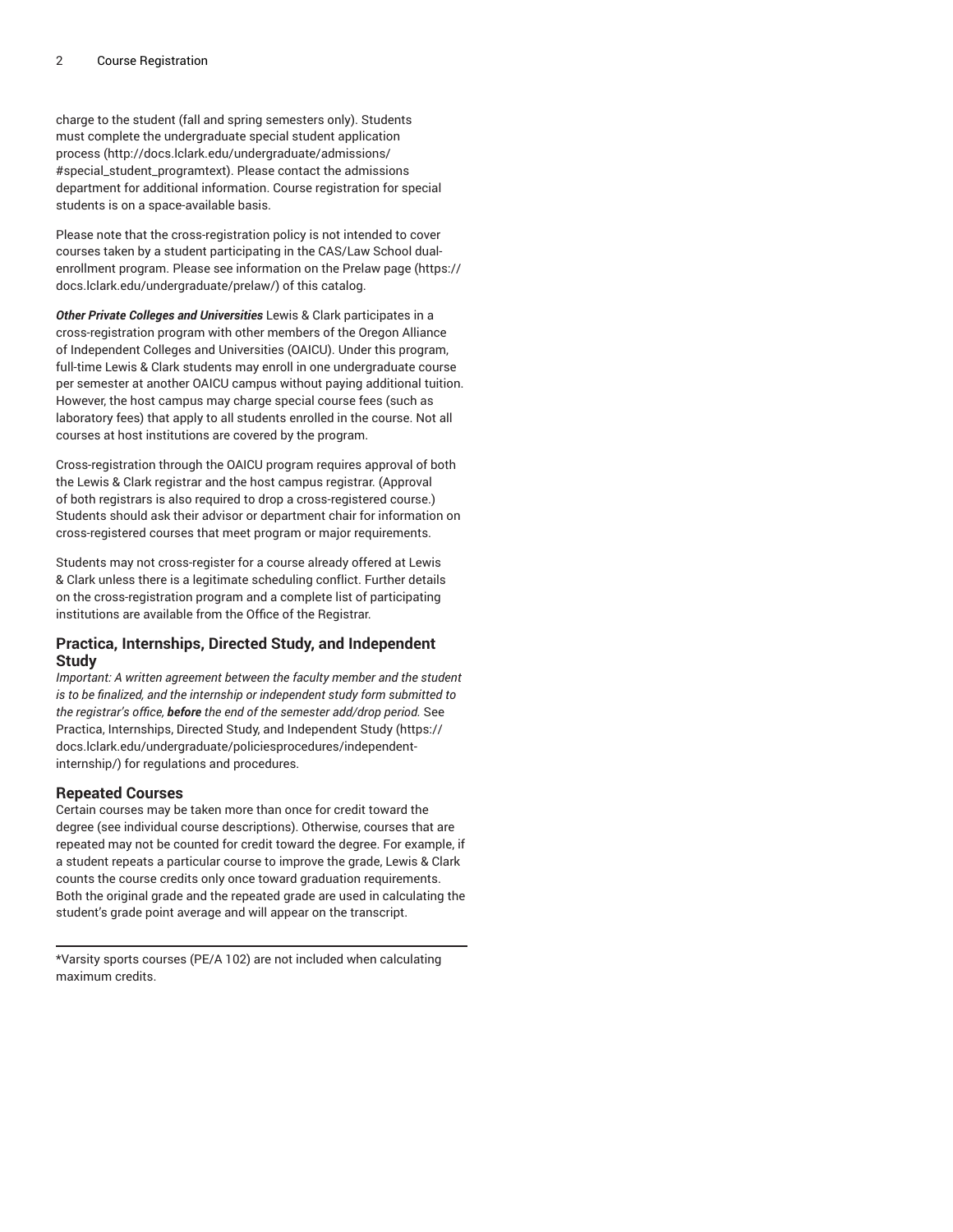charge to the student (fall and spring semesters only). Students must complete the undergraduate special student application process (http://docs.lclark.edu/undergraduate/admissions/#special_student_programtext). Please contact the admissions department for additional information. Course registration for special students is on a space-available basis.

Please note that the cross-registration policy is not intended to cover courses taken by a student participating in the CAS/Law School dual-enrollment program. Please see information on the Prelaw page (https://docs.lclark.edu/undergraduate/prelaw/) of this catalog.

***Other Private Colleges and Universities*** Lewis & Clark participates in a cross-registration program with other members of the Oregon Alliance of Independent Colleges and Universities (OAICU). Under this program, full-time Lewis & Clark students may enroll in one undergraduate course per semester at another OAICU campus without paying additional tuition. However, the host campus may charge special course fees (such as laboratory fees) that apply to all students enrolled in the course. Not all courses at host institutions are covered by the program.

Cross-registration through the OAICU program requires approval of both the Lewis & Clark registrar and the host campus registrar. (Approval of both registrars is also required to drop a cross-registered course.) Students should ask their advisor or department chair for information on cross-registered courses that meet program or major requirements.

Students may not cross-register for a course already offered at Lewis & Clark unless there is a legitimate scheduling conflict. Further details on the cross-registration program and a complete list of participating institutions are available from the Office of the Registrar.

### Practica, Internships, Directed Study, and Independent Study

*Important: A written agreement between the faculty member and the student is to be finalized, and the internship or independent study form submitted to the registrar's office,* ***before*** *the end of the semester add/drop period.* See Practica, Internships, Directed Study, and Independent Study (https://docs.lclark.edu/undergraduate/policiesprocedures/independent-internship/) for regulations and procedures.

### Repeated Courses

Certain courses may be taken more than once for credit toward the degree (see individual course descriptions). Otherwise, courses that are repeated may not be counted for credit toward the degree. For example, if a student repeats a particular course to improve the grade, Lewis & Clark counts the course credits only once toward graduation requirements. Both the original grade and the repeated grade are used in calculating the student's grade point average and will appear on the transcript.

---

*Varsity sports courses (PE/A 102) are not included when calculating maximum credits.